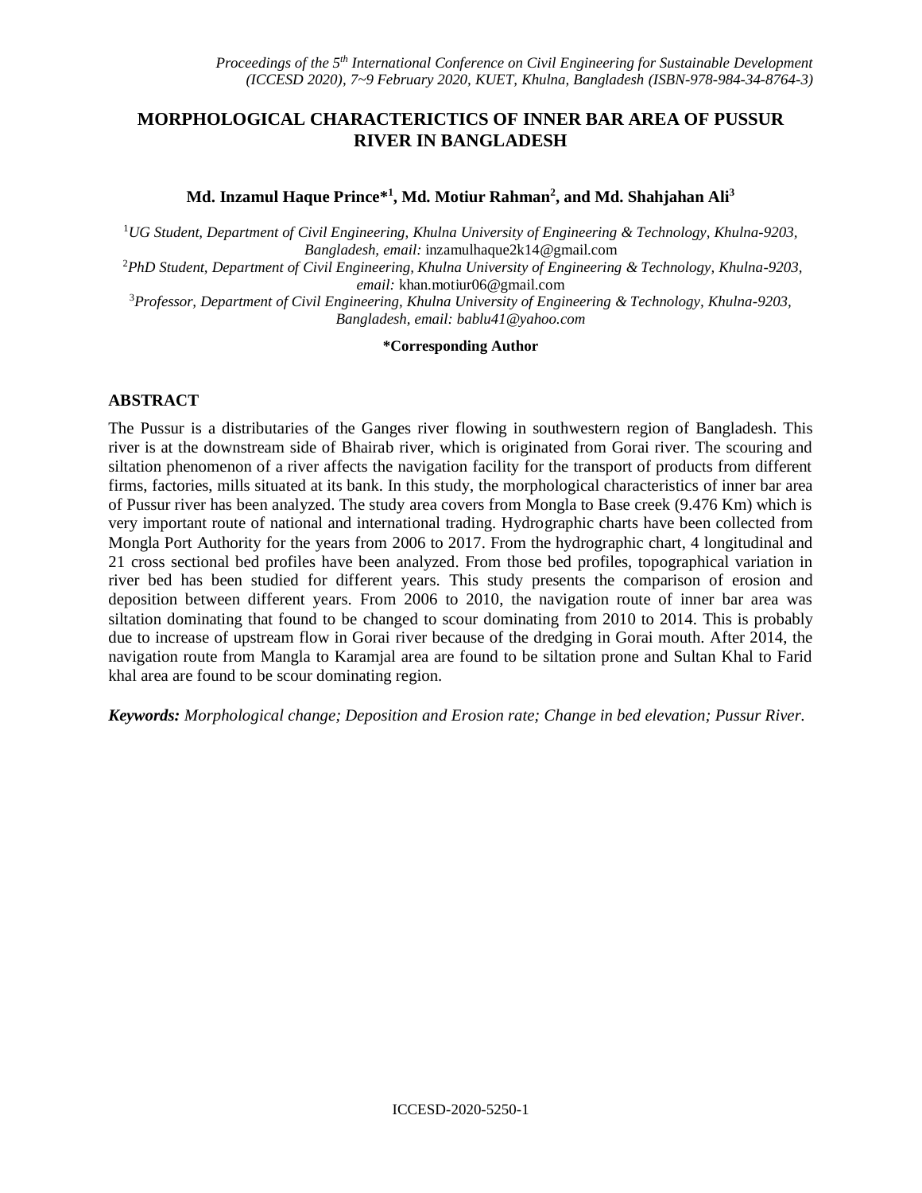# MORPHOLOGICAL CHARACTERICTICS OF INNER BAR AREA OF PUSSUR RIVER IN BANGLADESH

**Md. Inzamul Haque Prince*[1], Md. Motiur Rahman[2], and Md. Shahjahan Ali[3]**

[1]*UG Student, Department of Civil Engineering, Khulna University of Engineering & Technology, Khulna-9203, Bangladesh, email:* inzamulhaque2k14@gmail.com

[2]*PhD Student, Department of Civil Engineering, Khulna University of Engineering & Technology, Khulna-9203, email:* khan.motiur06@gmail.com

[3]*Professor, Department of Civil Engineering, Khulna University of Engineering & Technology, Khulna-9203, Bangladesh, email: bablu41@yahoo.com*

**\*Corresponding Author**

## ABSTRACT

The Pussur is a distributaries of the Ganges river flowing in southwestern region of Bangladesh. This river is at the downstream side of Bhairab river, which is originated from Gorai river. The scouring and siltation phenomenon of a river affects the navigation facility for the transport of products from different firms, factories, mills situated at its bank. In this study, the morphological characteristics of inner bar area of Pussur river has been analyzed. The study area covers from Mongla to Base creek (9.476 Km) which is very important route of national and international trading. Hydrographic charts have been collected from Mongla Port Authority for the years from 2006 to 2017. From the hydrographic chart, 4 longitudinal and 21 cross sectional bed profiles have been analyzed. From those bed profiles, topographical variation in river bed has been studied for different years. This study presents the comparison of erosion and deposition between different years. From 2006 to 2010, the navigation route of inner bar area was siltation dominating that found to be changed to scour dominating from 2010 to 2014. This is probably due to increase of upstream flow in Gorai river because of the dredging in Gorai mouth. After 2014, the navigation route from Mangla to Karamjal area are found to be siltation prone and Sultan Khal to Farid khal area are found to be scour dominating region.

***Keywords:*** *Morphological change; Deposition and Erosion rate; Change in bed elevation; Pussur River.*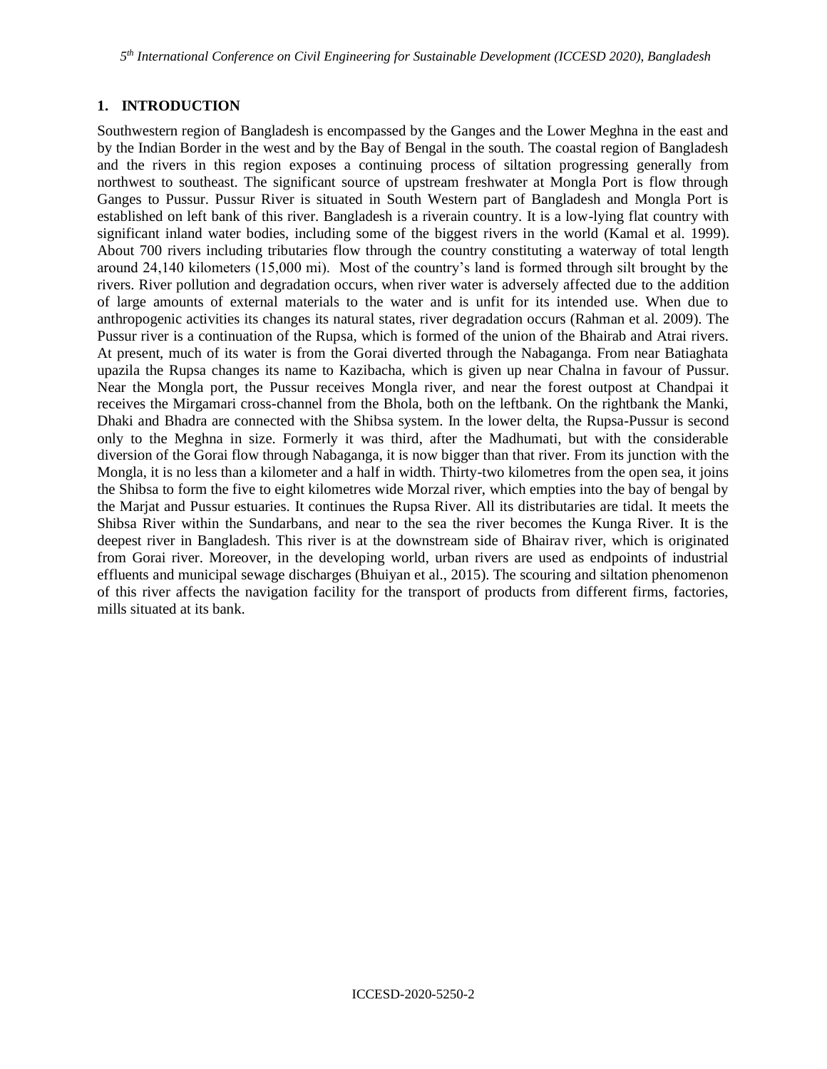## 1. INTRODUCTION

Southwestern region of Bangladesh is encompassed by the Ganges and the Lower Meghna in the east and by the Indian Border in the west and by the Bay of Bengal in the south. The coastal region of Bangladesh and the rivers in this region exposes a continuing process of siltation progressing generally from northwest to southeast. The significant source of upstream freshwater at Mongla Port is flow through Ganges to Pussur. Pussur River is situated in South Western part of Bangladesh and Mongla Port is established on left bank of this river. Bangladesh is a riverain country. It is a low-lying flat country with significant inland water bodies, including some of the biggest rivers in the world (Kamal et al. 1999). About 700 rivers including tributaries flow through the country constituting a waterway of total length around 24,140 kilometers (15,000 mi). Most of the country's land is formed through silt brought by the rivers. River pollution and degradation occurs, when river water is adversely affected due to the addition of large amounts of external materials to the water and is unfit for its intended use. When due to anthropogenic activities its changes its natural states, river degradation occurs (Rahman et al. 2009). The Pussur river is a continuation of the Rupsa, which is formed of the union of the Bhairab and Atrai rivers. At present, much of its water is from the Gorai diverted through the Nabaganga. From near Batiaghata upazila the Rupsa changes its name to Kazibacha, which is given up near Chalna in favour of Pussur. Near the Mongla port, the Pussur receives Mongla river, and near the forest outpost at Chandpai it receives the Mirgamari cross-channel from the Bhola, both on the leftbank. On the rightbank the Manki, Dhaki and Bhadra are connected with the Shibsa system. In the lower delta, the Rupsa-Pussur is second only to the Meghna in size. Formerly it was third, after the Madhumati, but with the considerable diversion of the Gorai flow through Nabaganga, it is now bigger than that river. From its junction with the Mongla, it is no less than a kilometer and a half in width. Thirty-two kilometres from the open sea, it joins the Shibsa to form the five to eight kilometres wide Morzal river, which empties into the bay of bengal by the Marjat and Pussur estuaries. It continues the Rupsa River. All its distributaries are tidal. It meets the Shibsa River within the Sundarbans, and near to the sea the river becomes the Kunga River. It is the deepest river in Bangladesh. This river is at the downstream side of Bhairav river, which is originated from Gorai river. Moreover, in the developing world, urban rivers are used as endpoints of industrial effluents and municipal sewage discharges (Bhuiyan et al., 2015). The scouring and siltation phenomenon of this river affects the navigation facility for the transport of products from different firms, factories, mills situated at its bank.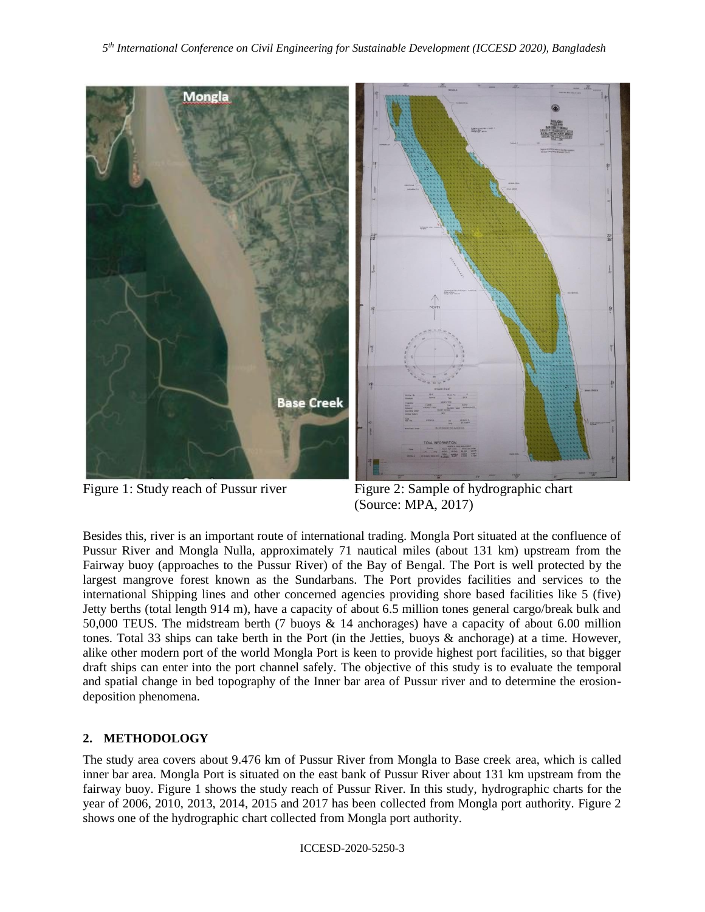Figure 1: Study reach of Pussur river

Figure 2: Sample of hydrographic chart (Source: MPA, 2017)

Besides this, river is an important route of international trading. Mongla Port situated at the confluence of Pussur River and Mongla Nulla, approximately 71 nautical miles (about 131 km) upstream from the Fairway buoy (approaches to the Pussur River) of the Bay of Bengal. The Port is well protected by the largest mangrove forest known as the Sundarbans. The Port provides facilities and services to the international Shipping lines and other concerned agencies providing shore based facilities like 5 (five) Jetty berths (total length 914 m), have a capacity of about 6.5 million tones general cargo/break bulk and 50,000 TEUS. The midstream berth (7 buoys & 14 anchorages) have a capacity of about 6.00 million tones. Total 33 ships can take berth in the Port (in the Jetties, buoys & anchorage) at a time. However, alike other modern port of the world Mongla Port is keen to provide highest port facilities, so that bigger draft ships can enter into the port channel safely. The objective of this study is to evaluate the temporal and spatial change in bed topography of the Inner bar area of Pussur river and to determine the erosion-deposition phenomena.

## 2. METHODOLOGY

The study area covers about 9.476 km of Pussur River from Mongla to Base creek area, which is called inner bar area. Mongla Port is situated on the east bank of Pussur River about 131 km upstream from the fairway buoy. Figure 1 shows the study reach of Pussur River. In this study, hydrographic charts for the year of 2006, 2010, 2013, 2014, 2015 and 2017 has been collected from Mongla port authority. Figure 2 shows one of the hydrographic chart collected from Mongla port authority.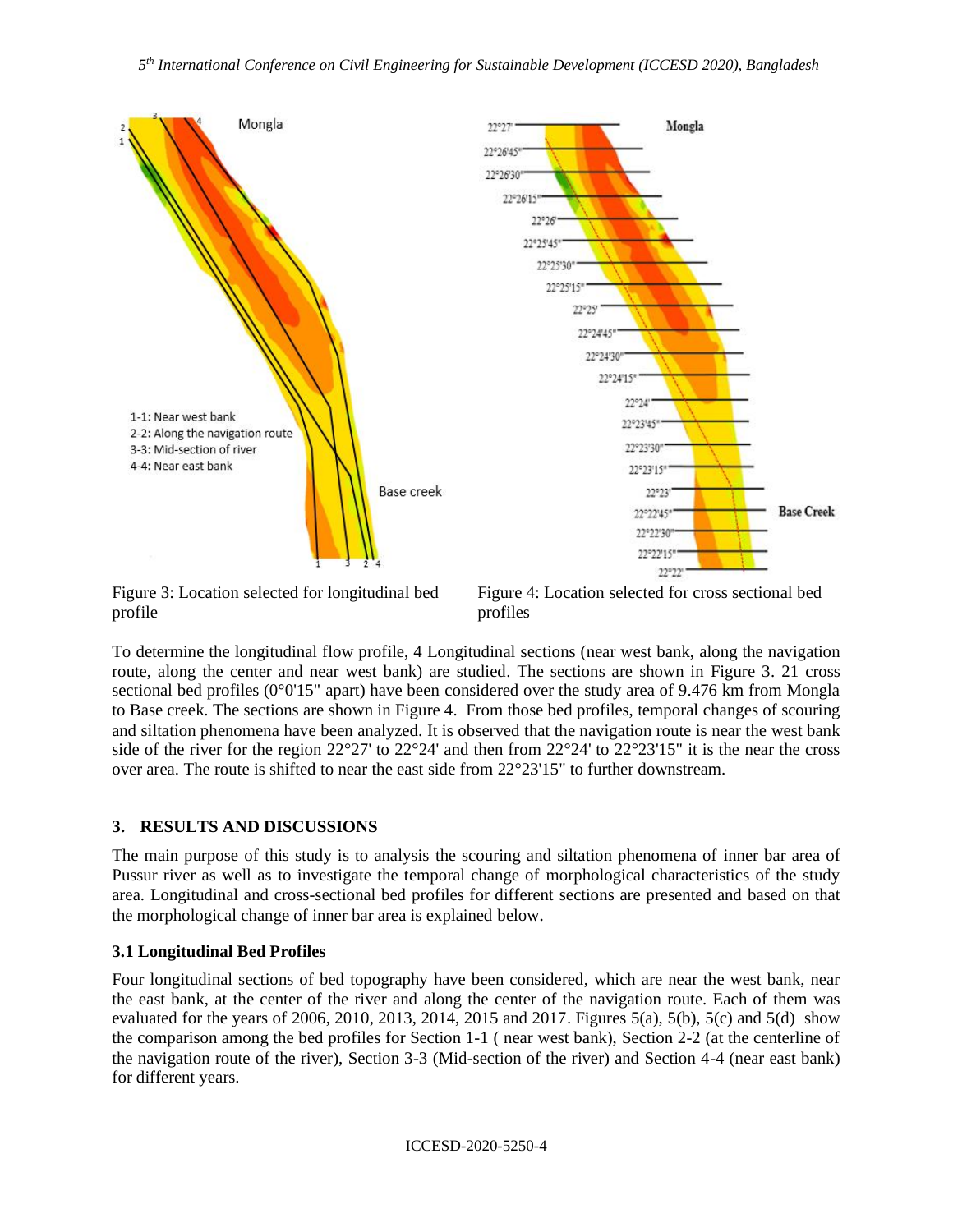Figure 3: Location selected for longitudinal bed profile

Figure 4: Location selected for cross sectional bed profiles

To determine the longitudinal flow profile, 4 Longitudinal sections (near west bank, along the navigation route, along the center and near west bank) are studied. The sections are shown in Figure 3. 21 cross sectional bed profiles (0°0'15" apart) have been considered over the study area of 9.476 km from Mongla to Base creek. The sections are shown in Figure 4. From those bed profiles, temporal changes of scouring and siltation phenomena have been analyzed. It is observed that the navigation route is near the west bank side of the river for the region 22°27' to 22°24' and then from 22°24' to 22°23'15" it is the near the cross over area. The route is shifted to near the east side from 22°23'15" to further downstream.

## 3. RESULTS AND DISCUSSIONS

The main purpose of this study is to analysis the scouring and siltation phenomena of inner bar area of Pussur river as well as to investigate the temporal change of morphological characteristics of the study area. Longitudinal and cross-sectional bed profiles for different sections are presented and based on that the morphological change of inner bar area is explained below.

### 3.1 Longitudinal Bed Profiles

Four longitudinal sections of bed topography have been considered, which are near the west bank, near the east bank, at the center of the river and along the center of the navigation route. Each of them was evaluated for the years of 2006, 2010, 2013, 2014, 2015 and 2017. Figures 5(a), 5(b), 5(c) and 5(d) show the comparison among the bed profiles for Section 1-1 ( near west bank), Section 2-2 (at the centerline of the navigation route of the river), Section 3-3 (Mid-section of the river) and Section 4-4 (near east bank) for different years.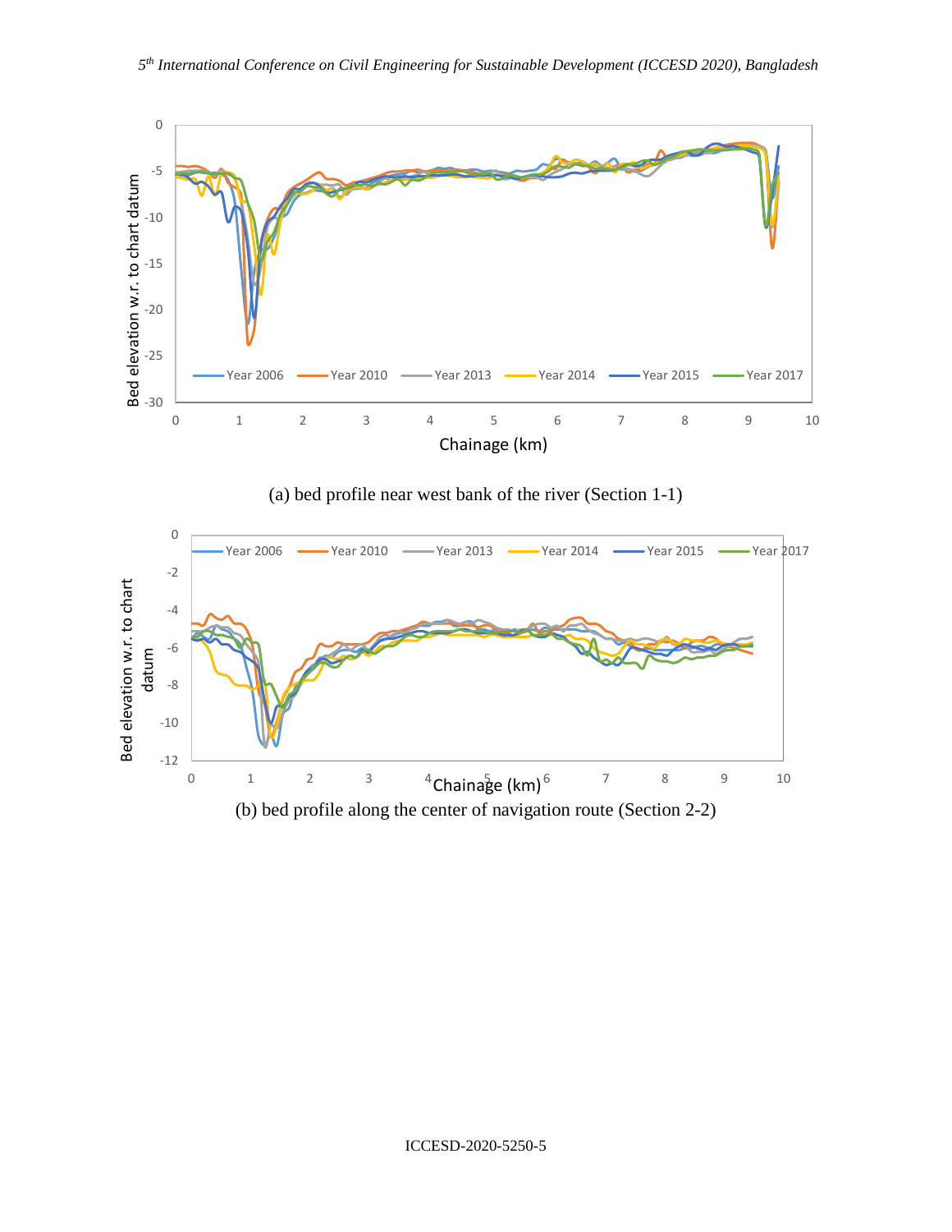(a) bed profile near west bank of the river (Section 1-1)

(b) bed profile along the center of navigation route (Section 2-2)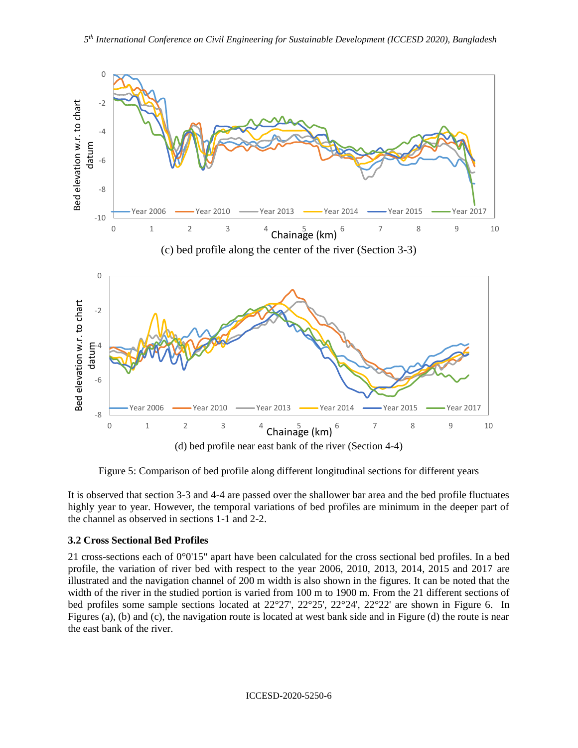(c) bed profile along the center of the river (Section 3-3)

(d) bed profile near east bank of the river (Section 4-4)

Figure 5: Comparison of bed profile along different longitudinal sections for different years

It is observed that section 3-3 and 4-4 are passed over the shallower bar area and the bed profile fluctuates highly year to year. However, the temporal variations of bed profiles are minimum in the deeper part of the channel as observed in sections 1-1 and 2-2.

### 3.2 Cross Sectional Bed Profiles

21 cross-sections each of 0°0'15" apart have been calculated for the cross sectional bed profiles. In a bed profile, the variation of river bed with respect to the year 2006, 2010, 2013, 2014, 2015 and 2017 are illustrated and the navigation channel of 200 m width is also shown in the figures. It can be noted that the width of the river in the studied portion is varied from 100 m to 1900 m. From the 21 different sections of bed profiles some sample sections located at 22°27', 22°25', 22°24', 22°22' are shown in Figure 6. In Figures (a), (b) and (c), the navigation route is located at west bank side and in Figure (d) the route is near the east bank of the river.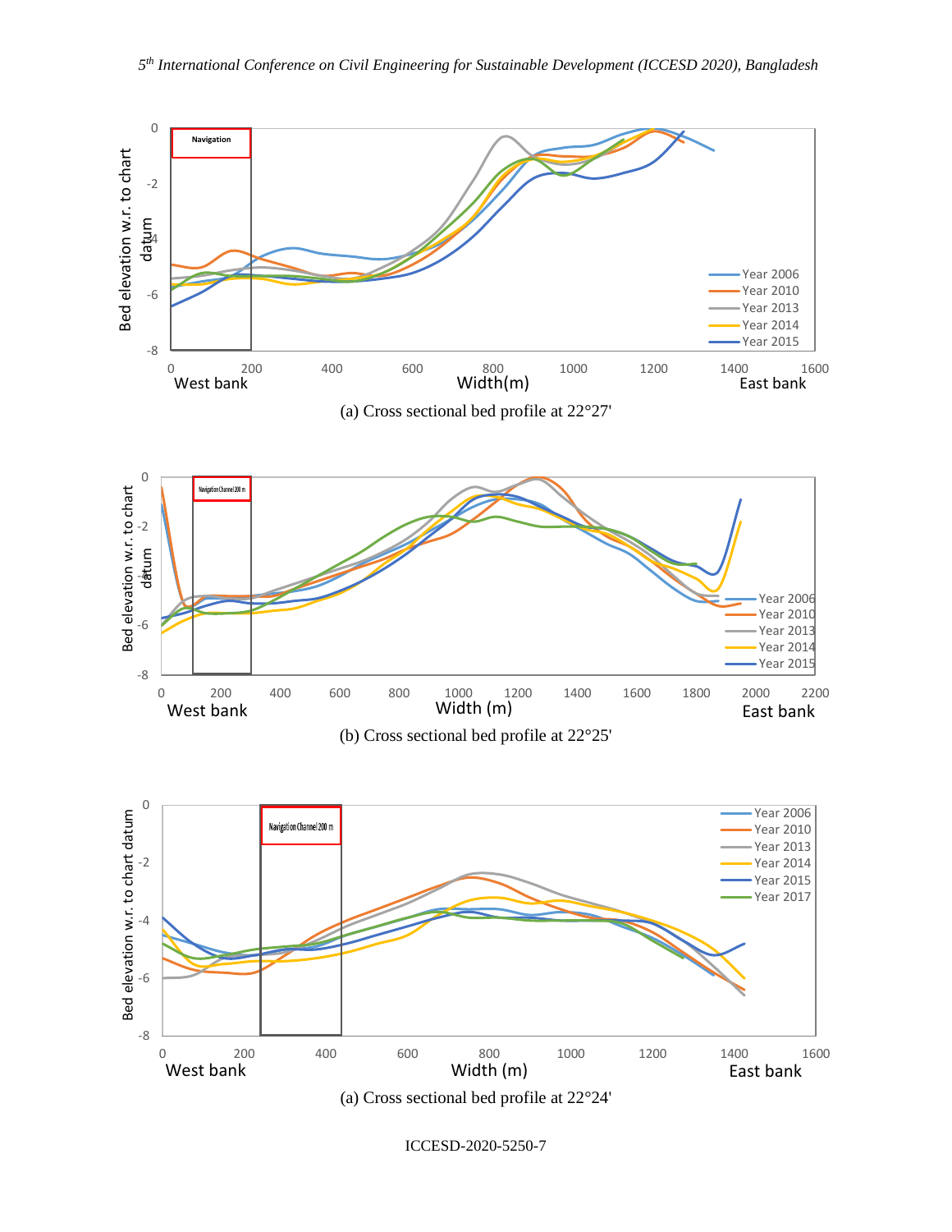(a) Cross sectional bed profile at 22°27'

(b) Cross sectional bed profile at 22°25'

(a) Cross sectional bed profile at 22°24'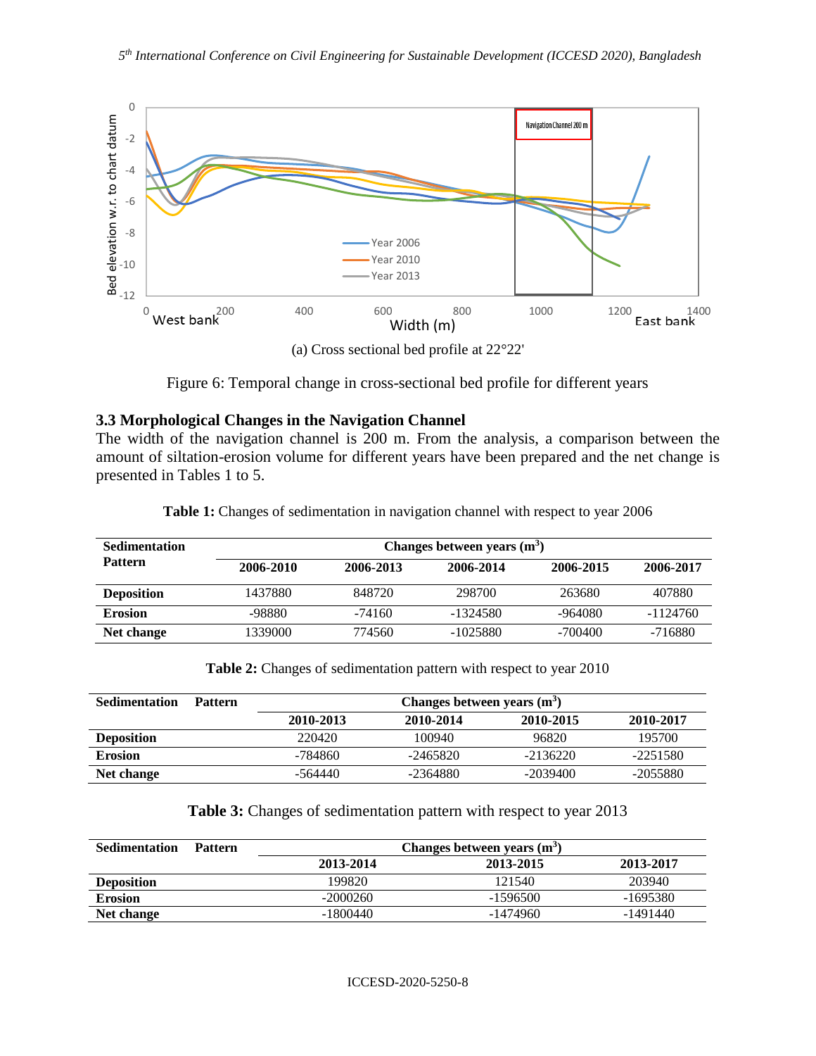(a) Cross sectional bed profile at 22°22'

Figure 6: Temporal change in cross-sectional bed profile for different years

### 3.3 Morphological Changes in the Navigation Channel

The width of the navigation channel is 200 m. From the analysis, a comparison between the amount of siltation-erosion volume for different years have been prepared and the net change is presented in Tables 1 to 5.

**Table 1:** Changes of sedimentation in navigation channel with respect to year 2006

| Sedimentation Pattern | Changes between years ($m^3$) | | | | |
|---|---|---|---|---|---|
| | 2006-2010 | 2006-2013 | 2006-2014 | 2006-2015 | 2006-2017 |
| **Deposition** | 1437880 | 848720 | 298700 | 263680 | 407880 |
| **Erosion** | -98880 | -74160 | -1324580 | -964080 | -1124760 |
| **Net change** | 1339000 | 774560 | -1025880 | -700400 | -716880 |

**Table 2:** Changes of sedimentation pattern with respect to year 2010

| Sedimentation Pattern | Changes between years ($m^3$) | | | |
|---|---|---|---|---|
| | 2010-2013 | 2010-2014 | 2010-2015 | 2010-2017 |
| **Deposition** | 220420 | 100940 | 96820 | 195700 |
| **Erosion** | -784860 | -2465820 | -2136220 | -2251580 |
| **Net change** | -564440 | -2364880 | -2039400 | -2055880 |

**Table 3:** Changes of sedimentation pattern with respect to year 2013

| Sedimentation Pattern | Changes between years ($m^3$) | | |
|---|---|---|---|
| | 2013-2014 | 2013-2015 | 2013-2017 |
| **Deposition** | 199820 | 121540 | 203940 |
| **Erosion** | -2000260 | -1596500 | -1695380 |
| **Net change** | -1800440 | -1474960 | -1491440 |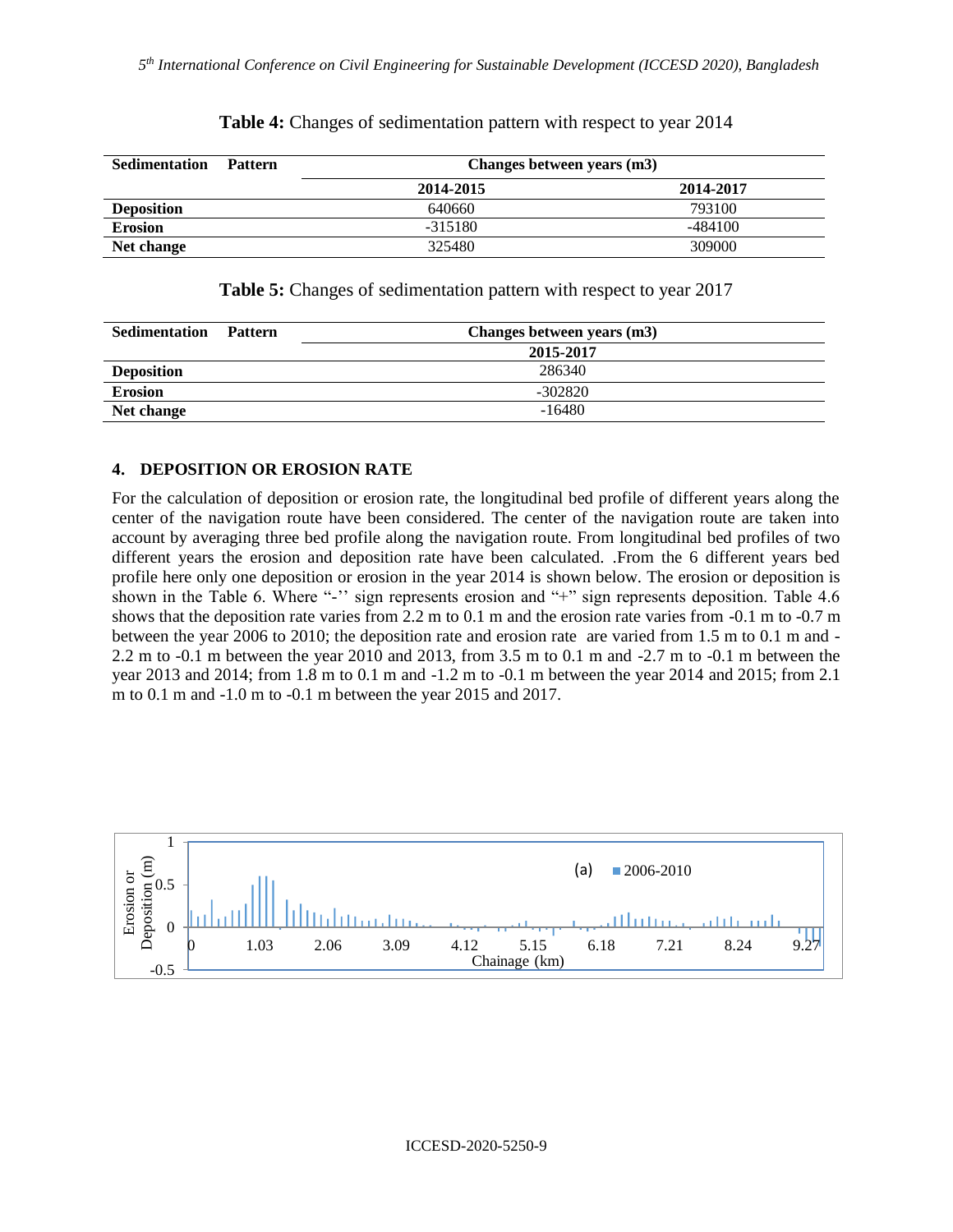**Table 4:** Changes of sedimentation pattern with respect to year 2014

| Sedimentation Pattern | Changes between years (m3) | |
|---|---|---|
| | 2014-2015 | 2014-2017 |
| **Deposition** | 640660 | 793100 |
| **Erosion** | -315180 | -484100 |
| **Net change** | 325480 | 309000 |

**Table 5:** Changes of sedimentation pattern with respect to year 2017

| Sedimentation Pattern | Changes between years (m3) |
|---|---|
| | 2015-2017 |
| **Deposition** | 286340 |
| **Erosion** | -302820 |
| **Net change** | -16480 |

## 4. DEPOSITION OR EROSION RATE

For the calculation of deposition or erosion rate, the longitudinal bed profile of different years along the center of the navigation route have been considered. The center of the navigation route are taken into account by averaging three bed profile along the navigation route. From longitudinal bed profiles of two different years the erosion and deposition rate have been calculated. .From the 6 different years bed profile here only one deposition or erosion in the year 2014 is shown below. The erosion or deposition is shown in the Table 6. Where "-'' sign represents erosion and "+" sign represents deposition. Table 4.6 shows that the deposition rate varies from 2.2 m to 0.1 m and the erosion rate varies from -0.1 m to -0.7 m between the year 2006 to 2010; the deposition rate and erosion rate are varied from 1.5 m to 0.1 m and -2.2 m to -0.1 m between the year 2010 and 2013, from 3.5 m to 0.1 m and -2.7 m to -0.1 m between the year 2013 and 2014; from 1.8 m to 0.1 m and -1.2 m to -0.1 m between the year 2014 and 2015; from 2.1 m to 0.1 m and -1.0 m to -0.1 m between the year 2015 and 2017.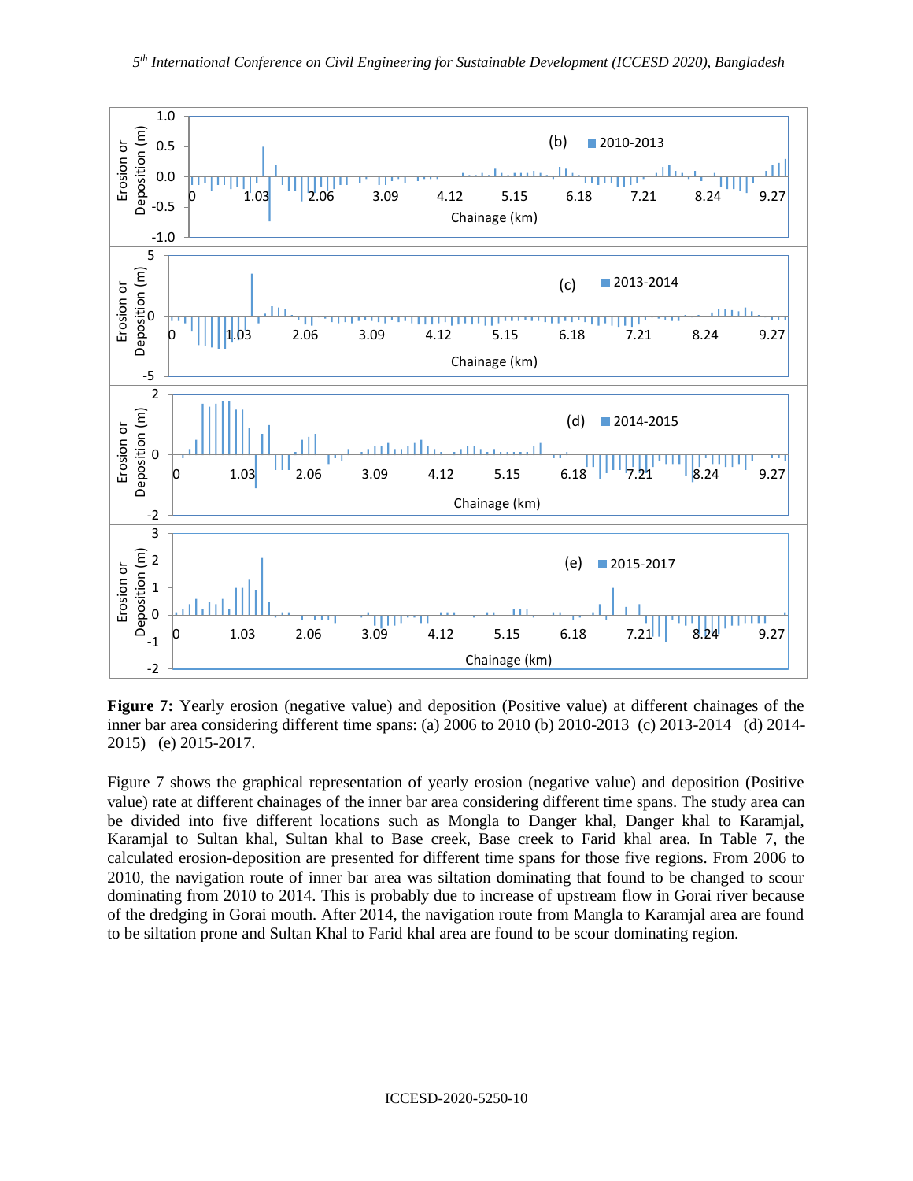**Figure 7:** Yearly erosion (negative value) and deposition (Positive value) at different chainages of the inner bar area considering different time spans: (a) 2006 to 2010 (b) 2010-2013 (c) 2013-2014 (d) 2014-2015) (e) 2015-2017.

Figure 7 shows the graphical representation of yearly erosion (negative value) and deposition (Positive value) rate at different chainages of the inner bar area considering different time spans. The study area can be divided into five different locations such as Mongla to Danger khal, Danger khal to Karamjal, Karamjal to Sultan khal, Sultan khal to Base creek, Base creek to Farid khal area. In Table 7, the calculated erosion-deposition are presented for different time spans for those five regions. From 2006 to 2010, the navigation route of inner bar area was siltation dominating that found to be changed to scour dominating from 2010 to 2014. This is probably due to increase of upstream flow in Gorai river because of the dredging in Gorai mouth. After 2014, the navigation route from Mangla to Karamjal area are found to be siltation prone and Sultan Khal to Farid khal area are found to be scour dominating region.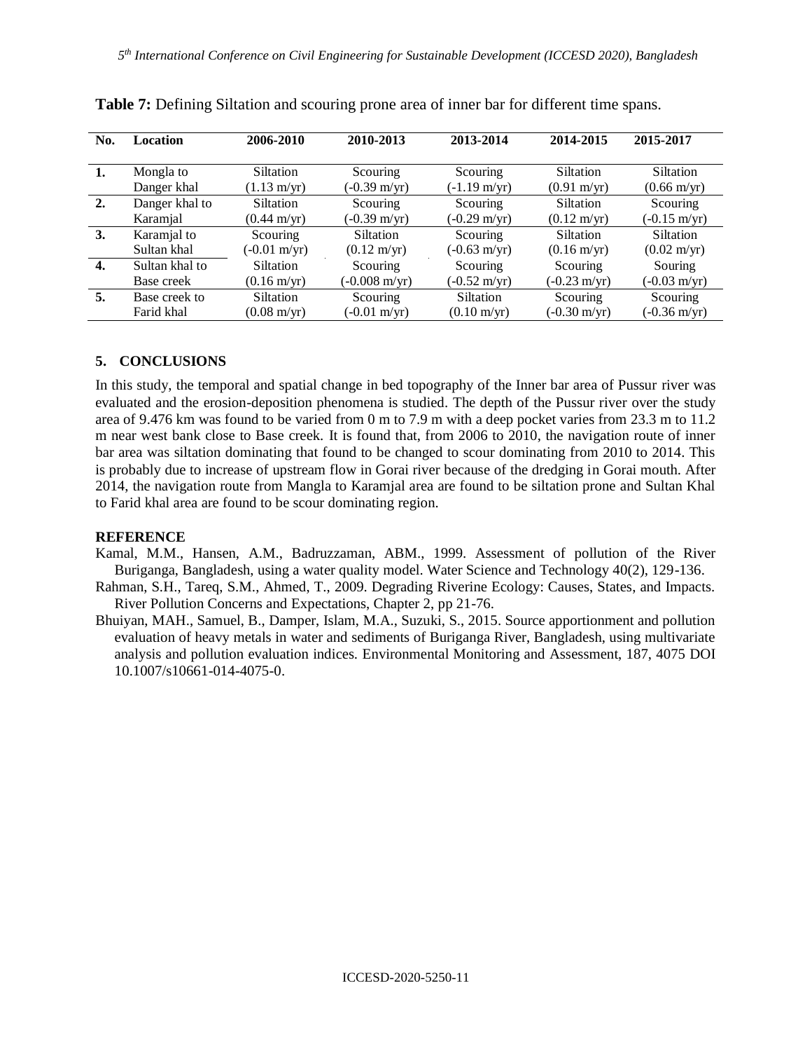**Table 7:** Defining Siltation and scouring prone area of inner bar for different time spans.

| No. | Location | 2006-2010 | 2010-2013 | 2013-2014 | 2014-2015 | 2015-2017 |
|---|---|---|---|---|---|---|
| **1.** | Mongla to Danger khal | Siltation (1.13 m/yr) | Scouring (-0.39 m/yr) | Scouring (-1.19 m/yr) | Siltation (0.91 m/yr) | Siltation (0.66 m/yr) |
| **2.** | Danger khal to Karamjal | Siltation (0.44 m/yr) | Scouring (-0.39 m/yr) | Scouring (-0.29 m/yr) | Siltation (0.12 m/yr) | Scouring (-0.15 m/yr) |
| **3.** | Karamjal to Sultan khal | Scouring (-0.01 m/yr) | Siltation (0.12 m/yr) | Scouring (-0.63 m/yr) | Siltation (0.16 m/yr) | Siltation (0.02 m/yr) |
| **4.** | Sultan khal to Base creek | Siltation (0.16 m/yr) | Scouring (-0.008 m/yr) | Scouring (-0.52 m/yr) | Scouring (-0.23 m/yr) | Souring (-0.03 m/yr) |
| **5.** | Base creek to Farid khal | Siltation (0.08 m/yr) | Scouring (-0.01 m/yr) | Siltation (0.10 m/yr) | Scouring (-0.30 m/yr) | Scouring (-0.36 m/yr) |

## 5. CONCLUSIONS

In this study, the temporal and spatial change in bed topography of the Inner bar area of Pussur river was evaluated and the erosion-deposition phenomena is studied. The depth of the Pussur river over the study area of 9.476 km was found to be varied from 0 m to 7.9 m with a deep pocket varies from 23.3 m to 11.2 m near west bank close to Base creek. It is found that, from 2006 to 2010, the navigation route of inner bar area was siltation dominating that found to be changed to scour dominating from 2010 to 2014. This is probably due to increase of upstream flow in Gorai river because of the dredging in Gorai mouth. After 2014, the navigation route from Mangla to Karamjal area are found to be siltation prone and Sultan Khal to Farid khal area are found to be scour dominating region.

## REFERENCE

Kamal, M.M., Hansen, A.M., Badruzzaman, ABM., 1999. Assessment of pollution of the River Buriganga, Bangladesh, using a water quality model. Water Science and Technology 40(2), 129-136.

Rahman, S.H., Tareq, S.M., Ahmed, T., 2009. Degrading Riverine Ecology: Causes, States, and Impacts. River Pollution Concerns and Expectations, Chapter 2, pp 21-76.

Bhuiyan, MAH., Samuel, B., Damper, Islam, M.A., Suzuki, S., 2015. Source apportionment and pollution evaluation of heavy metals in water and sediments of Buriganga River, Bangladesh, using multivariate analysis and pollution evaluation indices. Environmental Monitoring and Assessment, 187, 4075 DOI 10.1007/s10661-014-4075-0.